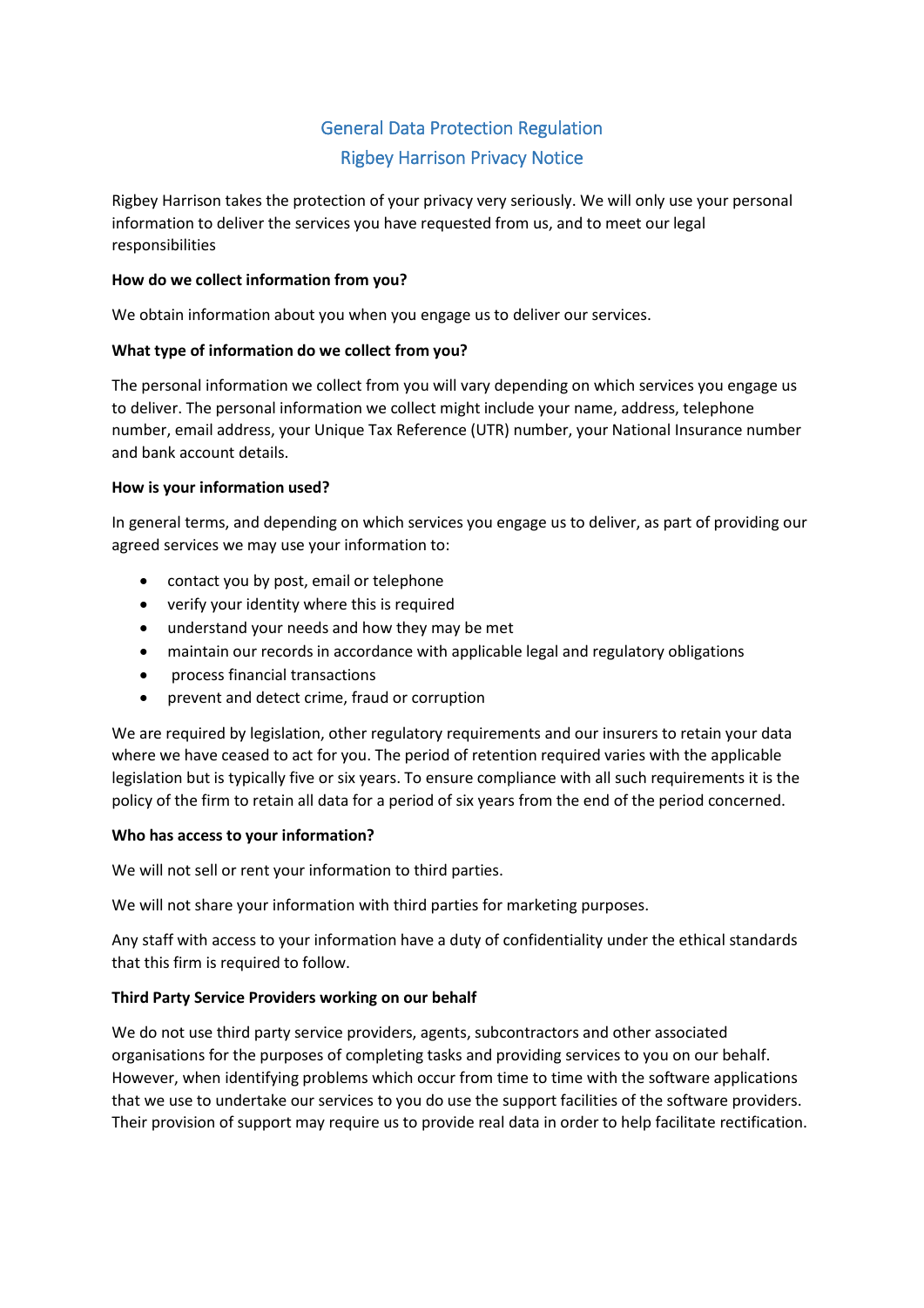# General Data Protection Regulation
## Rigbey Harrison Privacy Notice

Rigbey Harrison takes the protection of your privacy very seriously. We will only use your personal information to deliver the services you have requested from us, and to meet our legal responsibilities

**How do we collect information from you?**

We obtain information about you when you engage us to deliver our services.

**What type of information do we collect from you?**

The personal information we collect from you will vary depending on which services you engage us to deliver. The personal information we collect might include your name, address, telephone number, email address, your Unique Tax Reference (UTR) number, your National Insurance number and bank account details.

**How is your information used?**

In general terms, and depending on which services you engage us to deliver, as part of providing our agreed services we may use your information to:

- contact you by post, email or telephone
- verify your identity where this is required
- understand your needs and how they may be met
- maintain our records in accordance with applicable legal and regulatory obligations
- process financial transactions
- prevent and detect crime, fraud or corruption

We are required by legislation, other regulatory requirements and our insurers to retain your data where we have ceased to act for you. The period of retention required varies with the applicable legislation but is typically five or six years. To ensure compliance with all such requirements it is the policy of the firm to retain all data for a period of six years from the end of the period concerned.

**Who has access to your information?**

We will not sell or rent your information to third parties.

We will not share your information with third parties for marketing purposes.

Any staff with access to your information have a duty of confidentiality under the ethical standards that this firm is required to follow.

**Third Party Service Providers working on our behalf**

We do not use third party service providers, agents, subcontractors and other associated organisations for the purposes of completing tasks and providing services to you on our behalf. However, when identifying problems which occur from time to time with the software applications that we use to undertake our services to you do use the support facilities of the software providers. Their provision of support may require us to provide real data in order to help facilitate rectification.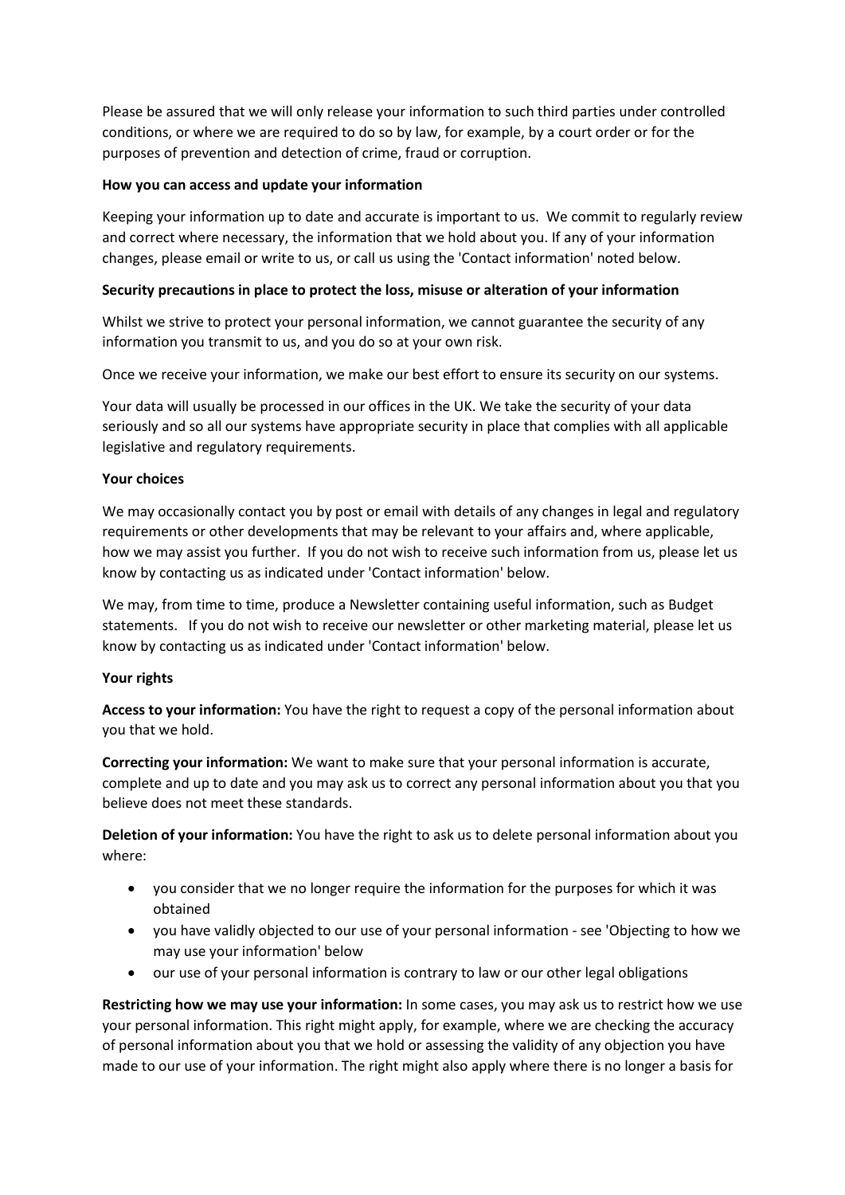Please be assured that we will only release your information to such third parties under controlled conditions, or where we are required to do so by law, for example, by a court order or for the purposes of prevention and detection of crime, fraud or corruption.

**How you can access and update your information**

Keeping your information up to date and accurate is important to us. We commit to regularly review and correct where necessary, the information that we hold about you. If any of your information changes, please email or write to us, or call us using the 'Contact information' noted below.

**Security precautions in place to protect the loss, misuse or alteration of your information**

Whilst we strive to protect your personal information, we cannot guarantee the security of any information you transmit to us, and you do so at your own risk.

Once we receive your information, we make our best effort to ensure its security on our systems.

Your data will usually be processed in our offices in the UK. We take the security of your data seriously and so all our systems have appropriate security in place that complies with all applicable legislative and regulatory requirements.

**Your choices**

We may occasionally contact you by post or email with details of any changes in legal and regulatory requirements or other developments that may be relevant to your affairs and, where applicable, how we may assist you further. If you do not wish to receive such information from us, please let us know by contacting us as indicated under 'Contact information' below.

We may, from time to time, produce a Newsletter containing useful information, such as Budget statements. If you do not wish to receive our newsletter or other marketing material, please let us know by contacting us as indicated under 'Contact information' below.

**Your rights**

**Access to your information:** You have the right to request a copy of the personal information about you that we hold.

**Correcting your information:** We want to make sure that your personal information is accurate, complete and up to date and you may ask us to correct any personal information about you that you believe does not meet these standards.

**Deletion of your information:** You have the right to ask us to delete personal information about you where:

- you consider that we no longer require the information for the purposes for which it was obtained
- you have validly objected to our use of your personal information - see 'Objecting to how we may use your information' below
- our use of your personal information is contrary to law or our other legal obligations

**Restricting how we may use your information:** In some cases, you may ask us to restrict how we use your personal information. This right might apply, for example, where we are checking the accuracy of personal information about you that we hold or assessing the validity of any objection you have made to our use of your information. The right might also apply where there is no longer a basis for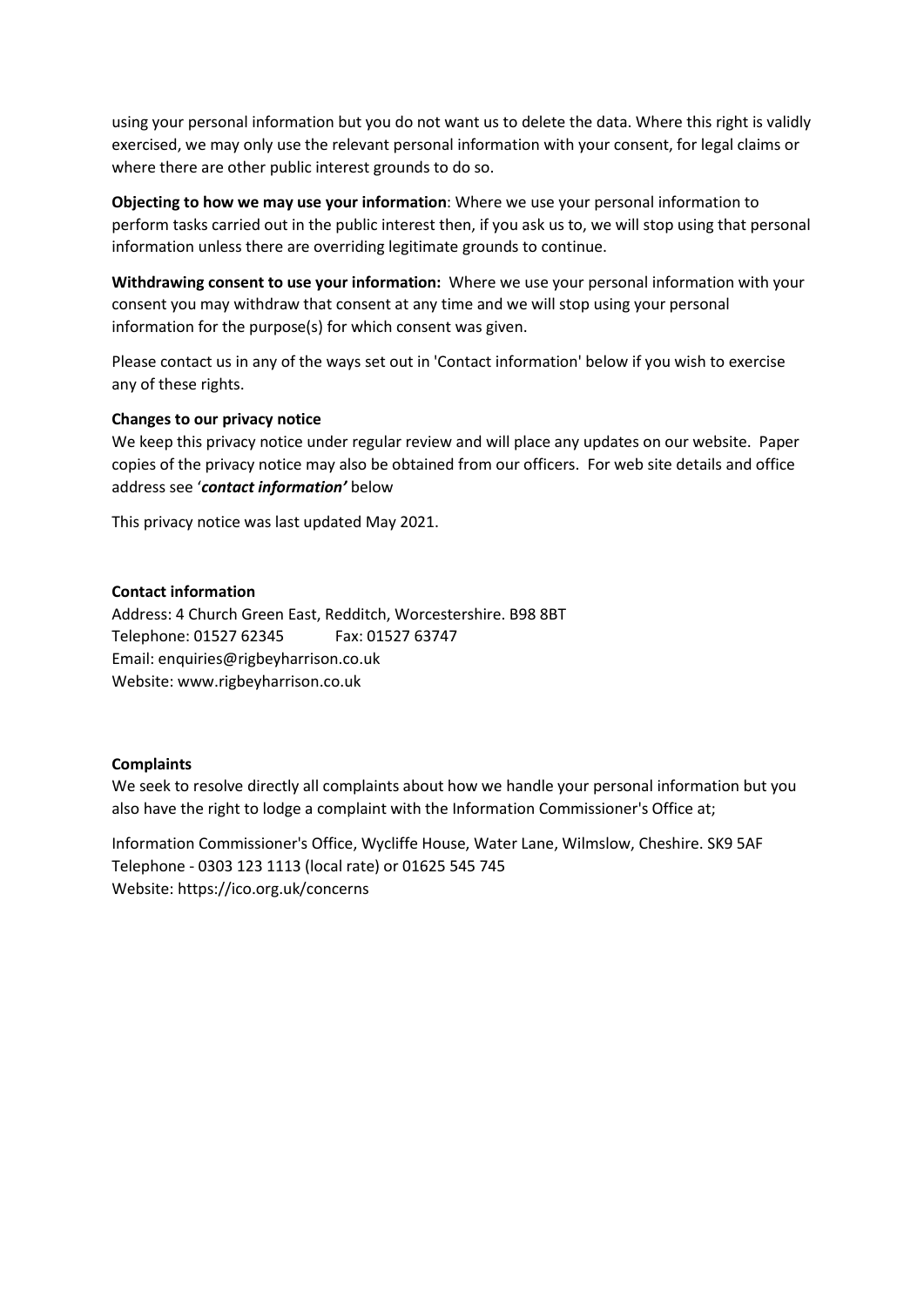using your personal information but you do not want us to delete the data. Where this right is validly exercised, we may only use the relevant personal information with your consent, for legal claims or where there are other public interest grounds to do so.

**Objecting to how we may use your information**: Where we use your personal information to perform tasks carried out in the public interest then, if you ask us to, we will stop using that personal information unless there are overriding legitimate grounds to continue.

**Withdrawing consent to use your information:** Where we use your personal information with your consent you may withdraw that consent at any time and we will stop using your personal information for the purpose(s) for which consent was given.

Please contact us in any of the ways set out in 'Contact information' below if you wish to exercise any of these rights.

**Changes to our privacy notice**

We keep this privacy notice under regular review and will place any updates on our website. Paper copies of the privacy notice may also be obtained from our officers. For web site details and office address see '***contact information'*** below

This privacy notice was last updated May 2021.

**Contact information**

Address: 4 Church Green East, Redditch, Worcestershire. B98 8BT
Telephone: 01527 62345 Fax: 01527 63747
Email: enquiries@rigbeyharrison.co.uk
Website: www.rigbeyharrison.co.uk

**Complaints**

We seek to resolve directly all complaints about how we handle your personal information but you also have the right to lodge a complaint with the Information Commissioner's Office at;

Information Commissioner's Office, Wycliffe House, Water Lane, Wilmslow, Cheshire. SK9 5AF
Telephone - 0303 123 1113 (local rate) or 01625 545 745
Website: https://ico.org.uk/concerns